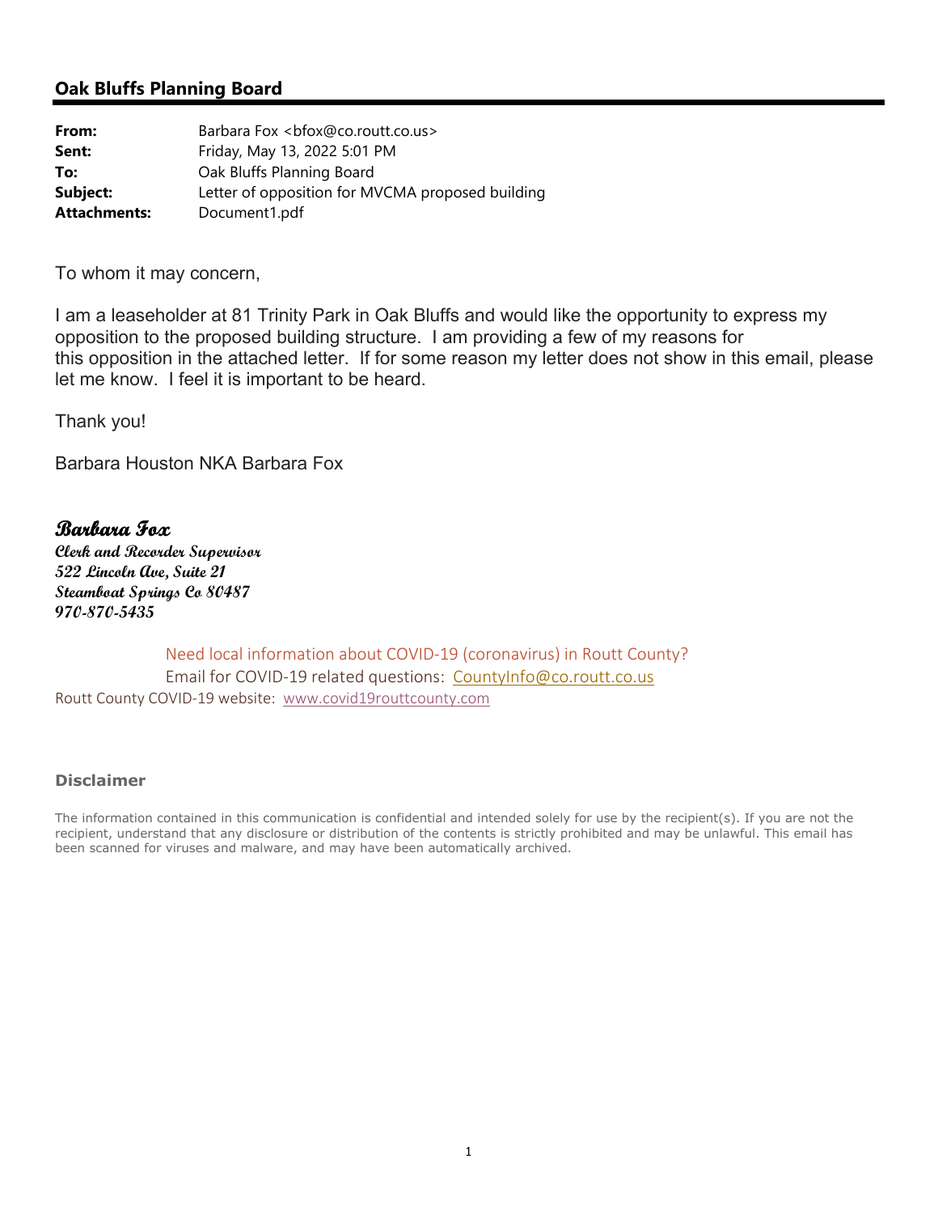## Oak Bluffs Planning Board

| | |
|---|---|
| **From:** | Barbara Fox <bfox@co.routt.co.us> |
| **Sent:** | Friday, May 13, 2022 5:01 PM |
| **To:** | Oak Bluffs Planning Board |
| **Subject:** | Letter of opposition for MVCMA proposed building |
| **Attachments:** | Document1.pdf |

To whom it may concern,

I am a leaseholder at 81 Trinity Park in Oak Bluffs and would like the opportunity to express my opposition to the proposed building structure. I am providing a few of my reasons for this opposition in the attached letter. If for some reason my letter does not show in this email, please let me know. I feel it is important to be heard.

Thank you!

Barbara Houston NKA Barbara Fox

***Barbara Fox***
***Clerk and Recorder Supervisor***
***522 Lincoln Ave, Suite 21***
***Steamboat Springs Co 80487***
***970-870-5435***

Need local information about COVID-19 (coronavirus) in Routt County?
Email for COVID-19 related questions: CountyInfo@co.routt.co.us
Routt County COVID-19 website: www.covid19routtcounty.com

**Disclaimer**

The information contained in this communication is confidential and intended solely for use by the recipient(s). If you are not the recipient, understand that any disclosure or distribution of the contents is strictly prohibited and may be unlawful. This email has been scanned for viruses and malware, and may have been automatically archived.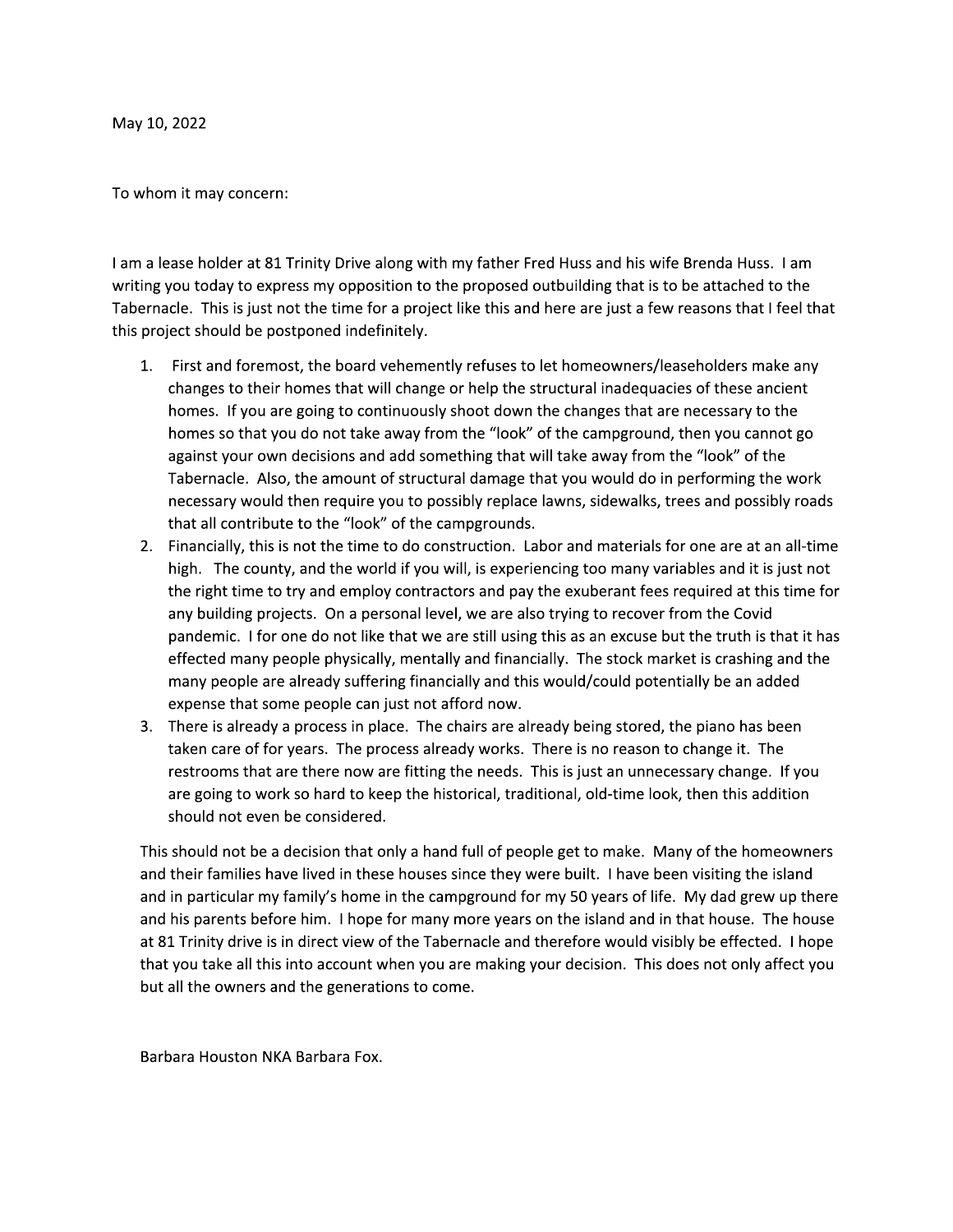May 10, 2022

To whom it may concern:

I am a lease holder at 81 Trinity Drive along with my father Fred Huss and his wife Brenda Huss. I am writing you today to express my opposition to the proposed outbuilding that is to be attached to the Tabernacle. This is just not the time for a project like this and here are just a few reasons that I feel that this project should be postponed indefinitely.

1. First and foremost, the board vehemently refuses to let homeowners/leaseholders make any changes to their homes that will change or help the structural inadequacies of these ancient homes. If you are going to continuously shoot down the changes that are necessary to the homes so that you do not take away from the "look" of the campground, then you cannot go against your own decisions and add something that will take away from the "look" of the Tabernacle. Also, the amount of structural damage that you would do in performing the work necessary would then require you to possibly replace lawns, sidewalks, trees and possibly roads that all contribute to the "look" of the campgrounds.
2. Financially, this is not the time to do construction. Labor and materials for one are at an all-time high. The county, and the world if you will, is experiencing too many variables and it is just not the right time to try and employ contractors and pay the exuberant fees required at this time for any building projects. On a personal level, we are also trying to recover from the Covid pandemic. I for one do not like that we are still using this as an excuse but the truth is that it has effected many people physically, mentally and financially. The stock market is crashing and the many people are already suffering financially and this would/could potentially be an added expense that some people can just not afford now.
3. There is already a process in place. The chairs are already being stored, the piano has been taken care of for years. The process already works. There is no reason to change it. The restrooms that are there now are fitting the needs. This is just an unnecessary change. If you are going to work so hard to keep the historical, traditional, old-time look, then this addition should not even be considered.

This should not be a decision that only a hand full of people get to make. Many of the homeowners and their families have lived in these houses since they were built. I have been visiting the island and in particular my family's home in the campground for my 50 years of life. My dad grew up there and his parents before him. I hope for many more years on the island and in that house. The house at 81 Trinity drive is in direct view of the Tabernacle and therefore would visibly be effected. I hope that you take all this into account when you are making your decision. This does not only affect you but all the owners and the generations to come.

Barbara Houston NKA Barbara Fox.